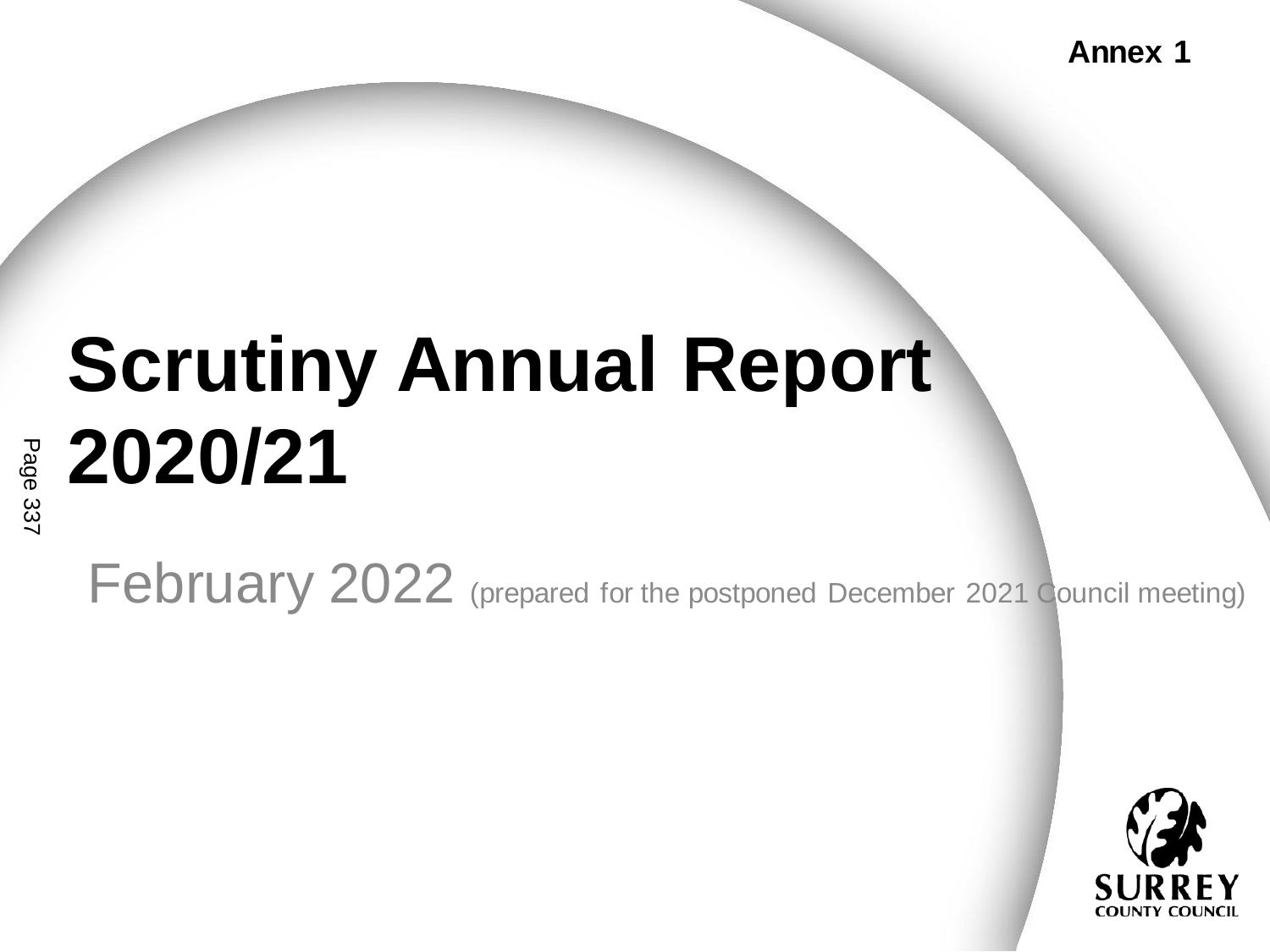**Annex 1**

# Scrutiny Annual Report 2020/21

February 2022 (prepared for the postponed December 2021 Council meeting)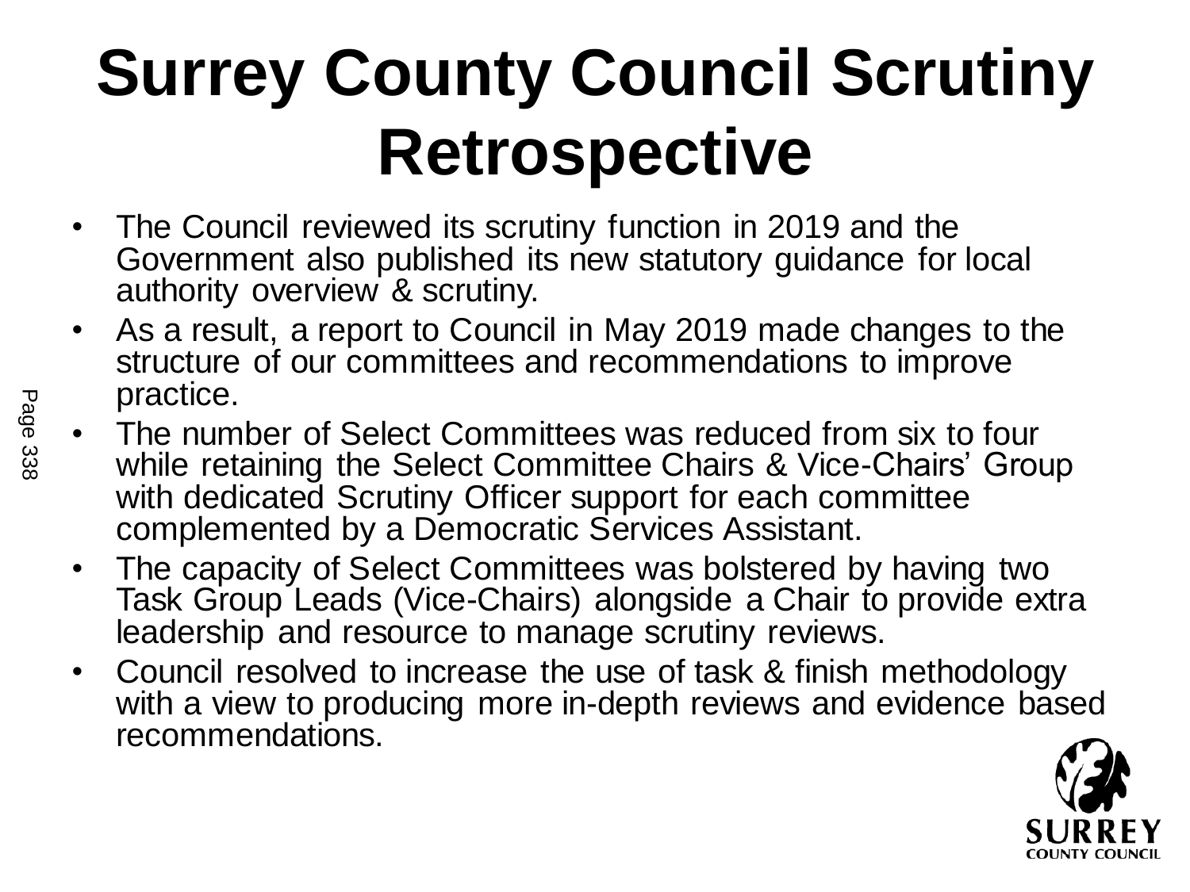# Surrey County Council Scrutiny Retrospective

- The Council reviewed its scrutiny function in 2019 and the Government also published its new statutory guidance for local authority overview & scrutiny.
- As a result, a report to Council in May 2019 made changes to the structure of our committees and recommendations to improve practice.
- The number of Select Committees was reduced from six to four while retaining the Select Committee Chairs & Vice-Chairs' Group with dedicated Scrutiny Officer support for each committee complemented by a Democratic Services Assistant.
- The capacity of Select Committees was bolstered by having two Task Group Leads (Vice-Chairs) alongside a Chair to provide extra leadership and resource to manage scrutiny reviews.
- Council resolved to increase the use of task & finish methodology with a view to producing more in-depth reviews and evidence based recommendations.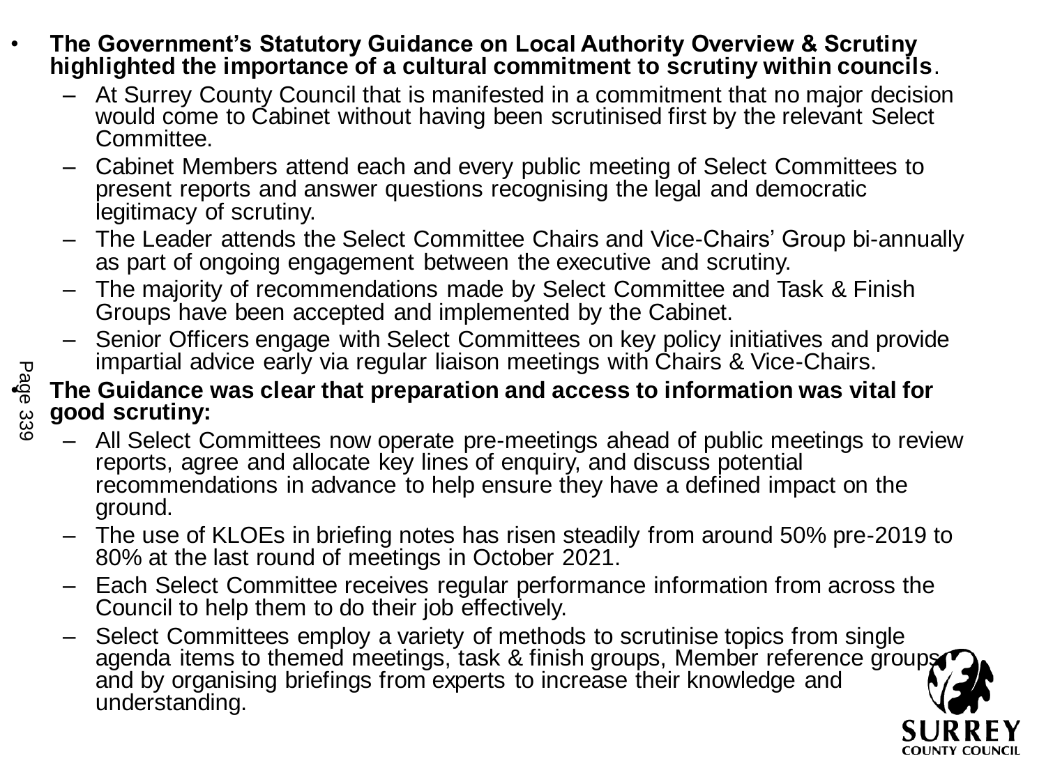- **The Government's Statutory Guidance on Local Authority Overview & Scrutiny highlighted the importance of a cultural commitment to scrutiny within councils**.
  - At Surrey County Council that is manifested in a commitment that no major decision would come to Cabinet without having been scrutinised first by the relevant Select Committee.
  - Cabinet Members attend each and every public meeting of Select Committees to present reports and answer questions recognising the legal and democratic legitimacy of scrutiny.
  - The Leader attends the Select Committee Chairs and Vice-Chairs' Group bi-annually as part of ongoing engagement between the executive and scrutiny.
  - The majority of recommendations made by Select Committee and Task & Finish Groups have been accepted and implemented by the Cabinet.
  - Senior Officers engage with Select Committees on key policy initiatives and provide impartial advice early via regular liaison meetings with Chairs & Vice-Chairs.
- **The Guidance was clear that preparation and access to information was vital for good scrutiny:**
  - All Select Committees now operate pre-meetings ahead of public meetings to review reports, agree and allocate key lines of enquiry, and discuss potential recommendations in advance to help ensure they have a defined impact on the ground.
  - The use of KLOEs in briefing notes has risen steadily from around 50% pre-2019 to 80% at the last round of meetings in October 2021.
  - Each Select Committee receives regular performance information from across the Council to help them to do their job effectively.
  - Select Committees employ a variety of methods to scrutinise topics from single agenda items to themed meetings, task & finish groups, Member reference groups and by organising briefings from experts to increase their knowledge and understanding.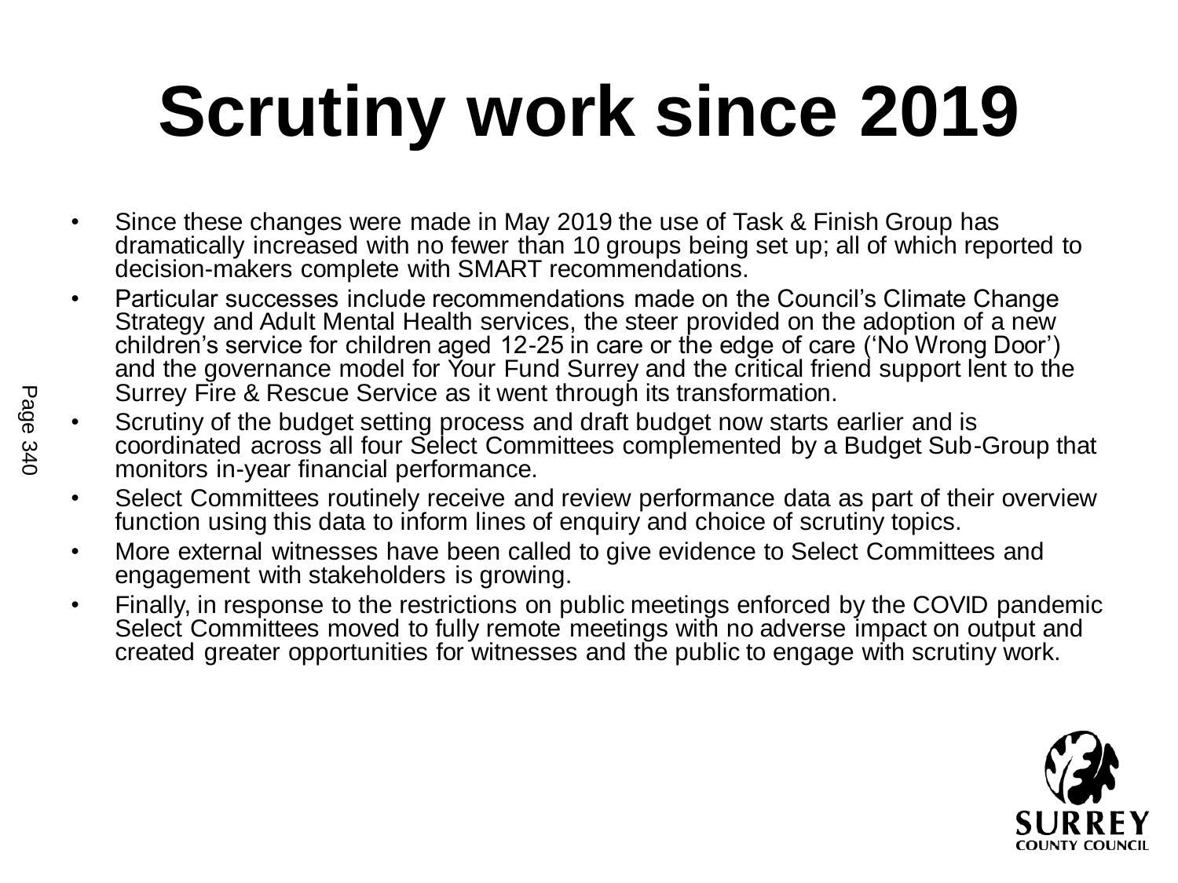# Scrutiny work since 2019

- Since these changes were made in May 2019 the use of Task & Finish Group has dramatically increased with no fewer than 10 groups being set up; all of which reported to decision-makers complete with SMART recommendations.
- Particular successes include recommendations made on the Council's Climate Change Strategy and Adult Mental Health services, the steer provided on the adoption of a new children's service for children aged 12-25 in care or the edge of care ('No Wrong Door') and the governance model for Your Fund Surrey and the critical friend support lent to the Surrey Fire & Rescue Service as it went through its transformation.
- Scrutiny of the budget setting process and draft budget now starts earlier and is coordinated across all four Select Committees complemented by a Budget Sub-Group that monitors in-year financial performance.
- Select Committees routinely receive and review performance data as part of their overview function using this data to inform lines of enquiry and choice of scrutiny topics.
- More external witnesses have been called to give evidence to Select Committees and engagement with stakeholders is growing.
- Finally, in response to the restrictions on public meetings enforced by the COVID pandemic Select Committees moved to fully remote meetings with no adverse impact on output and created greater opportunities for witnesses and the public to engage with scrutiny work.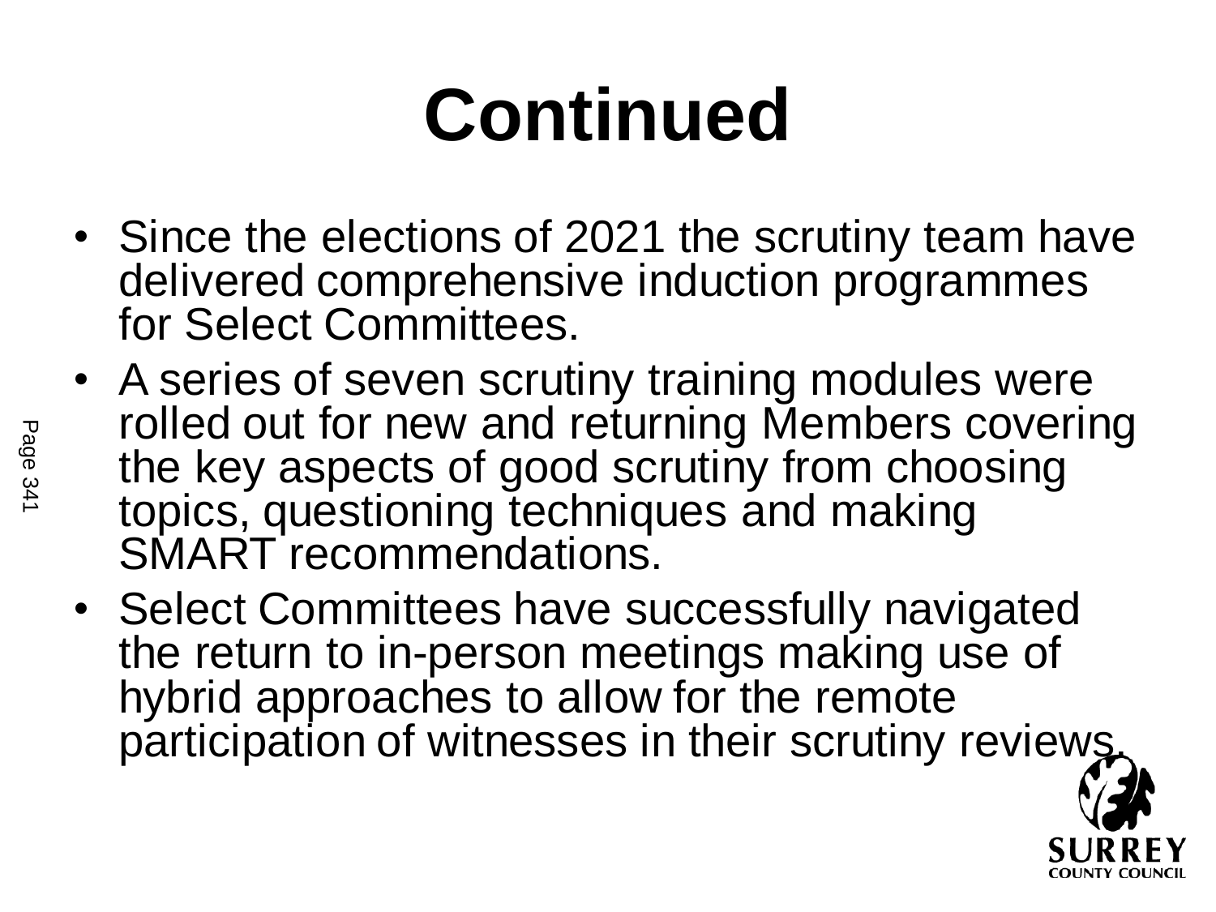# Continued

- Since the elections of 2021 the scrutiny team have delivered comprehensive induction programmes for Select Committees.
- A series of seven scrutiny training modules were rolled out for new and returning Members covering the key aspects of good scrutiny from choosing topics, questioning techniques and making SMART recommendations.
- Select Committees have successfully navigated the return to in-person meetings making use of hybrid approaches to allow for the remote participation of witnesses in their scrutiny reviews.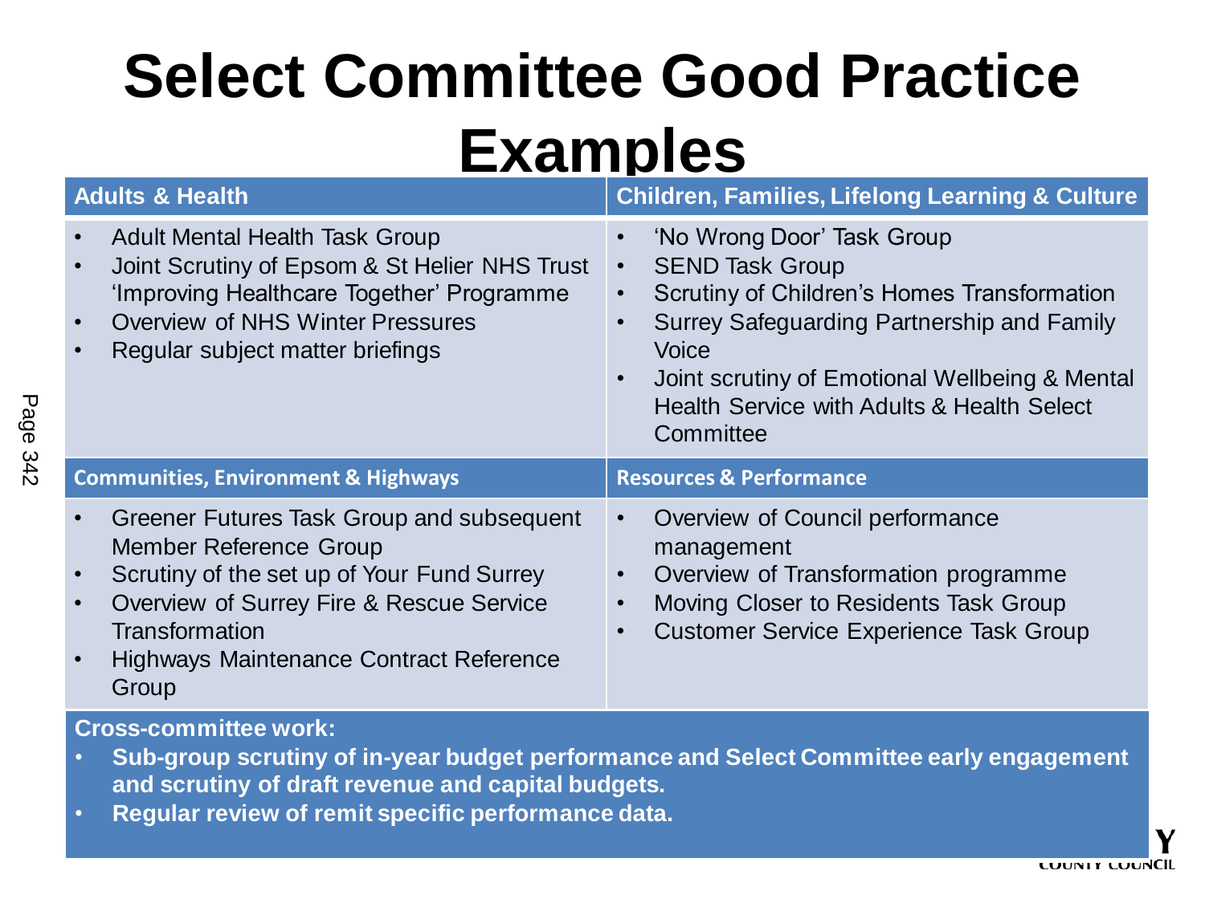# Select Committee Good Practice Examples

| Adults & Health | Children, Families, Lifelong Learning & Culture |
|---|---|
| • Adult Mental Health Task Group<br>• Joint Scrutiny of Epsom & St Helier NHS Trust 'Improving Healthcare Together' Programme<br>• Overview of NHS Winter Pressures<br>• Regular subject matter briefings | • 'No Wrong Door' Task Group<br>• SEND Task Group<br>• Scrutiny of Children's Homes Transformation<br>• Surrey Safeguarding Partnership and Family Voice<br>• Joint scrutiny of Emotional Wellbeing & Mental Health Service with Adults & Health Select Committee |
| **Communities, Environment & Highways** | **Resources & Performance** |
| • Greener Futures Task Group and subsequent Member Reference Group<br>• Scrutiny of the set up of Your Fund Surrey<br>• Overview of Surrey Fire & Rescue Service Transformation<br>• Highways Maintenance Contract Reference Group | • Overview of Council performance management<br>• Overview of Transformation programme<br>• Moving Closer to Residents Task Group<br>• Customer Service Experience Task Group |

**Cross-committee work:**

- **Sub-group scrutiny of in-year budget performance and Select Committee early engagement and scrutiny of draft revenue and capital budgets.**
- **Regular review of remit specific performance data.**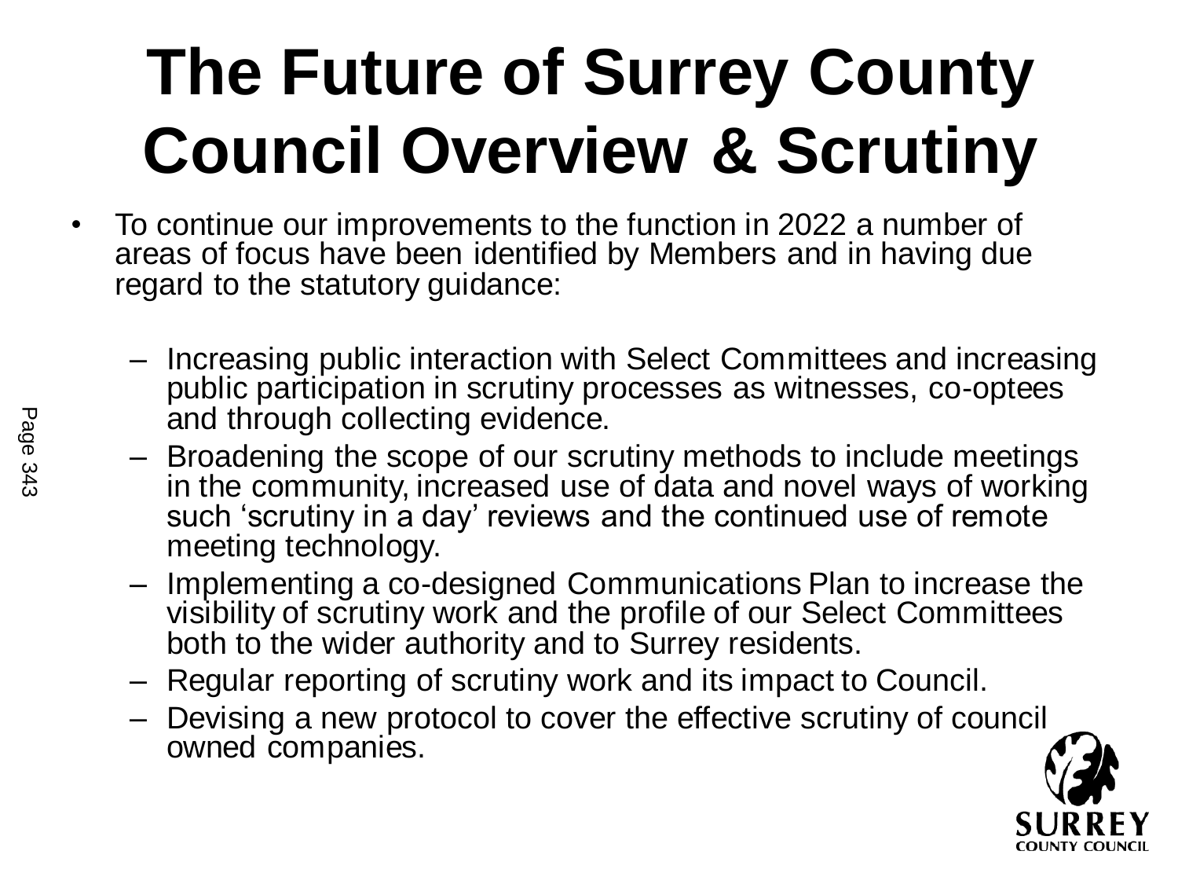# The Future of Surrey County Council Overview & Scrutiny

- To continue our improvements to the function in 2022 a number of areas of focus have been identified by Members and in having due regard to the statutory guidance:
  - Increasing public interaction with Select Committees and increasing public participation in scrutiny processes as witnesses, co-optees and through collecting evidence.
  - Broadening the scope of our scrutiny methods to include meetings in the community, increased use of data and novel ways of working such 'scrutiny in a day' reviews and the continued use of remote meeting technology.
  - Implementing a co-designed Communications Plan to increase the visibility of scrutiny work and the profile of our Select Committees both to the wider authority and to Surrey residents.
  - Regular reporting of scrutiny work and its impact to Council.
  - Devising a new protocol to cover the effective scrutiny of council owned companies.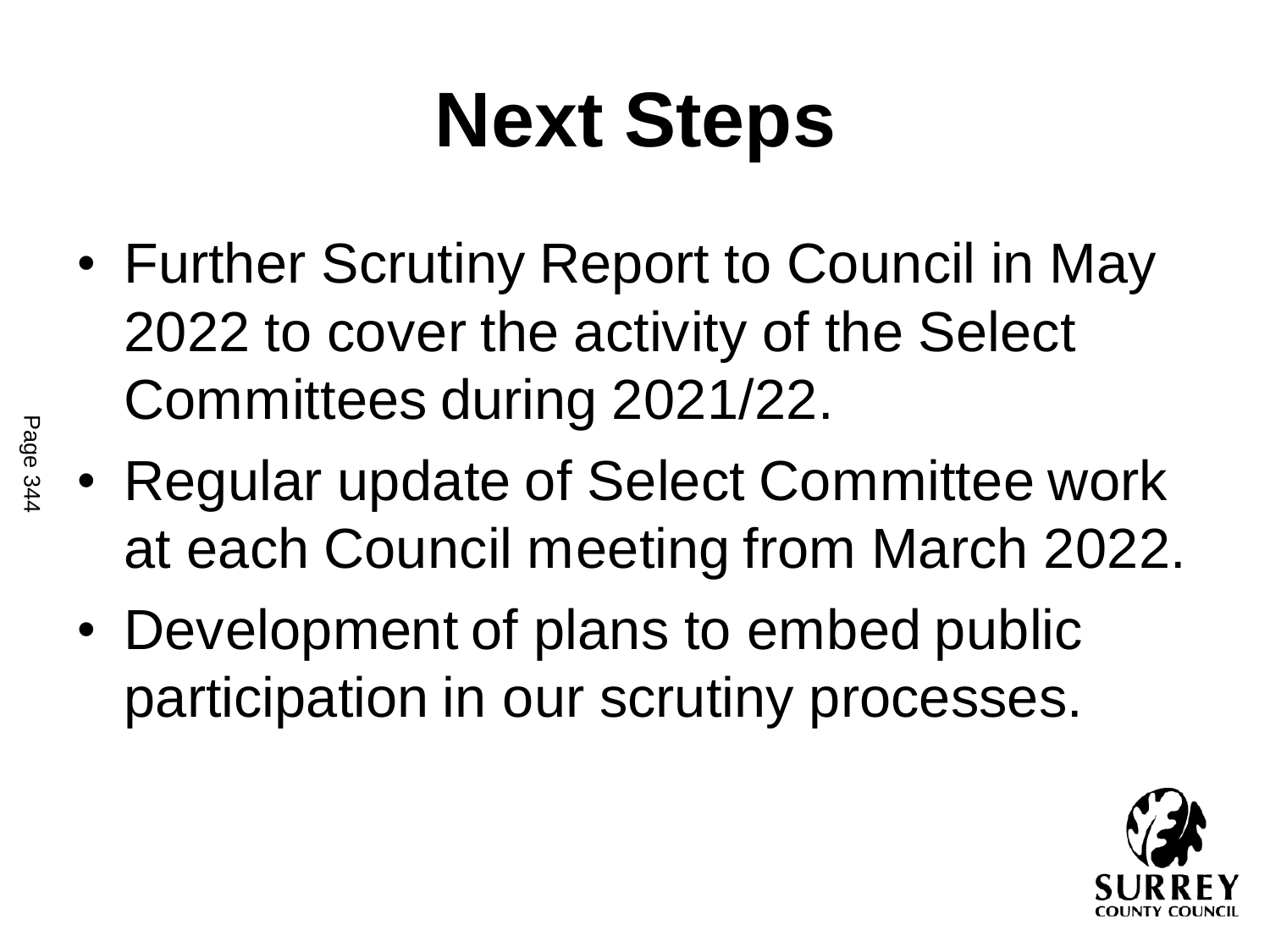# Next Steps

- Further Scrutiny Report to Council in May 2022 to cover the activity of the Select Committees during 2021/22.
- Regular update of Select Committee work at each Council meeting from March 2022.
- Development of plans to embed public participation in our scrutiny processes.

SURREY
COUNTY COUNCIL